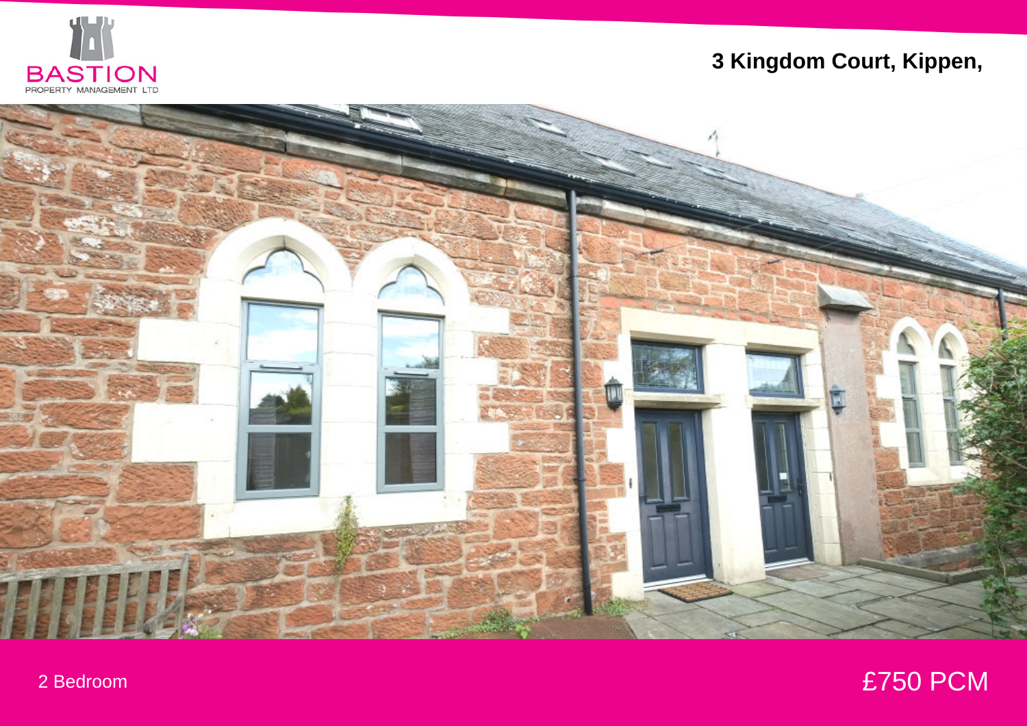BASTION
PROPERTY MANAGEMENT LTD

# 3 Kingdom Court, Kippen,

2 Bedroom

£750 PCM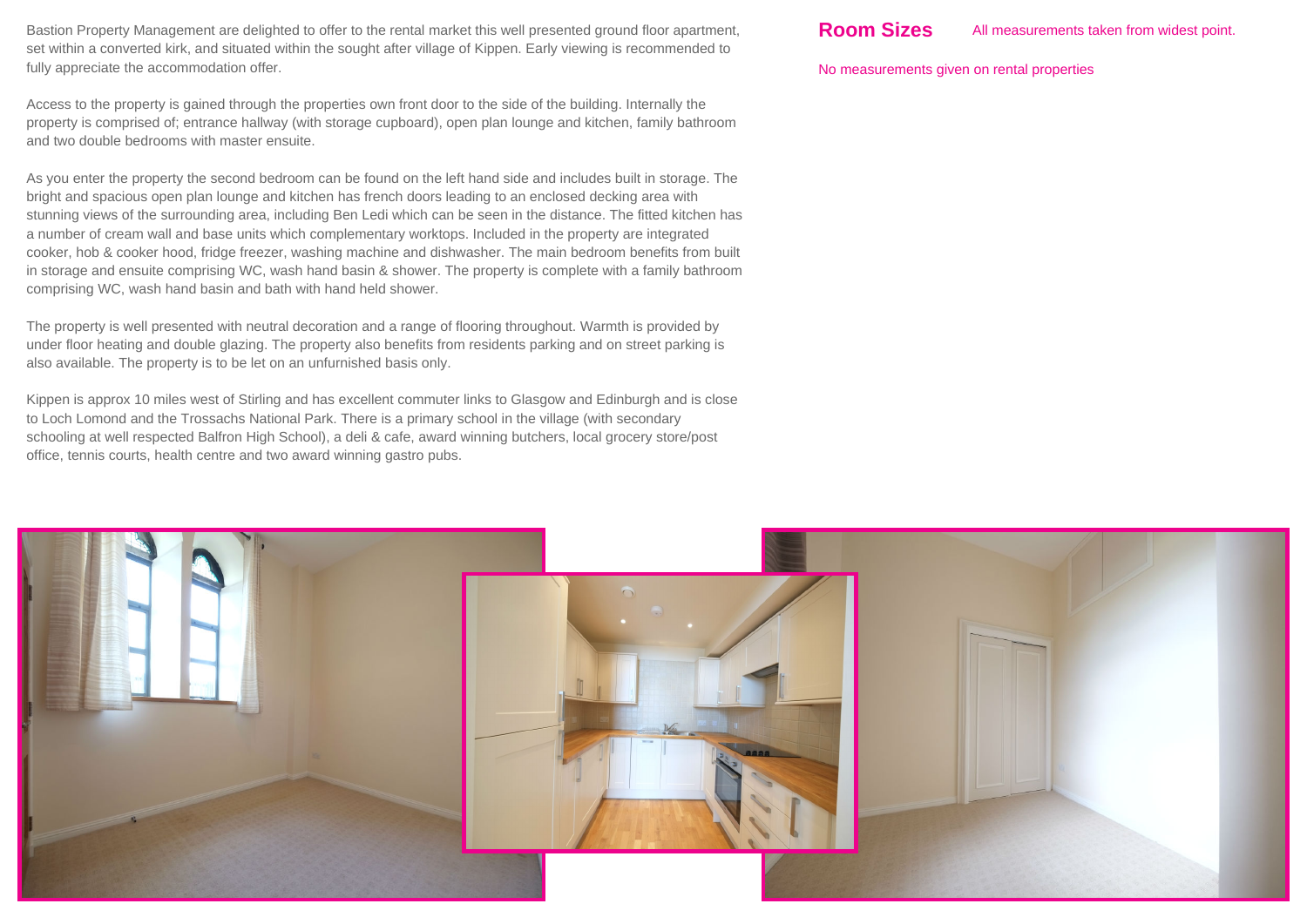Bastion Property Management are delighted to offer to the rental market this well presented ground floor apartment, set within a converted kirk, and situated within the sought after village of Kippen. Early viewing is recommended to fully appreciate the accommodation offer.

Access to the property is gained through the properties own front door to the side of the building. Internally the property is comprised of; entrance hallway (with storage cupboard), open plan lounge and kitchen, family bathroom and two double bedrooms with master ensuite.

As you enter the property the second bedroom can be found on the left hand side and includes built in storage. The bright and spacious open plan lounge and kitchen has french doors leading to an enclosed decking area with stunning views of the surrounding area, including Ben Ledi which can be seen in the distance. The fitted kitchen has a number of cream wall and base units which complementary worktops. Included in the property are integrated cooker, hob & cooker hood, fridge freezer, washing machine and dishwasher. The main bedroom benefits from built in storage and ensuite comprising WC, wash hand basin & shower. The property is complete with a family bathroom comprising WC, wash hand basin and bath with hand held shower.

The property is well presented with neutral decoration and a range of flooring throughout. Warmth is provided by under floor heating and double glazing. The property also benefits from residents parking and on street parking is also available. The property is to be let on an unfurnished basis only.

Kippen is approx 10 miles west of Stirling and has excellent commuter links to Glasgow and Edinburgh and is close to Loch Lomond and the Trossachs National Park. There is a primary school in the village (with secondary schooling at well respected Balfron High School), a deli & cafe, award winning butchers, local grocery store/post office, tennis courts, health centre and two award winning gastro pubs.

## Room Sizes

All measurements taken from widest point.

No measurements given on rental properties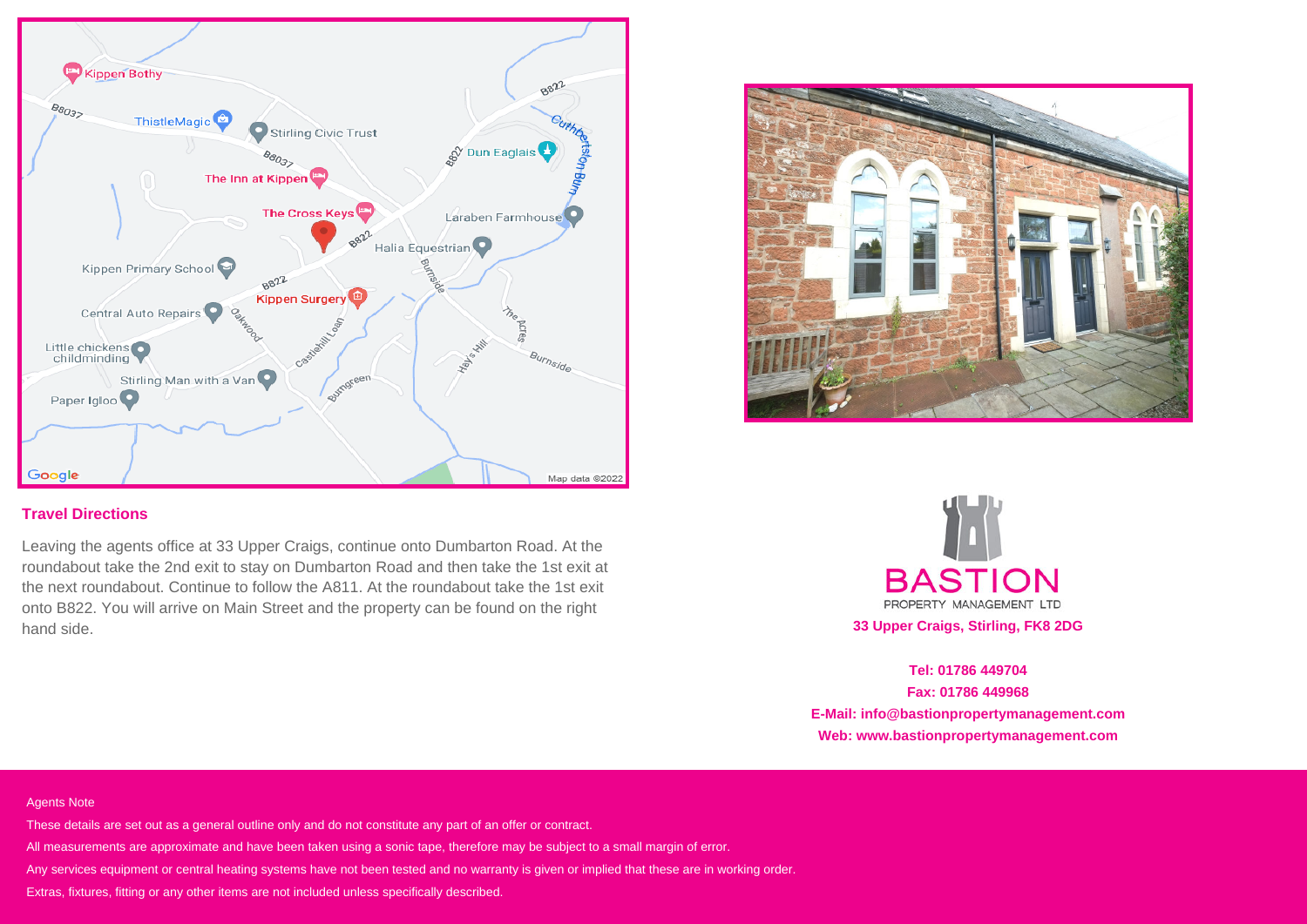## Travel Directions

Leaving the agents office at 33 Upper Craigs, continue onto Dumbarton Road. At the roundabout take the 2nd exit to stay on Dumbarton Road and then take the 1st exit at the next roundabout. Continue to follow the A811. At the roundabout take the 1st exit onto B822. You will arrive on Main Street and the property can be found on the right hand side.

**BASTION**
PROPERTY MANAGEMENT LTD

**33 Upper Craigs, Stirling, FK8 2DG**

**Tel: 01786 449704**
**Fax: 01786 449968**
**E-Mail: info@bastionpropertymanagement.com**
**Web: www.bastionpropertymanagement.com**

Agents Note

These details are set out as a general outline only and do not constitute any part of an offer or contract.

All measurements are approximate and have been taken using a sonic tape, therefore may be subject to a small margin of error.

Any services equipment or central heating systems have not been tested and no warranty is given or implied that these are in working order.

Extras, fixtures, fitting or any other items are not included unless specifically described.